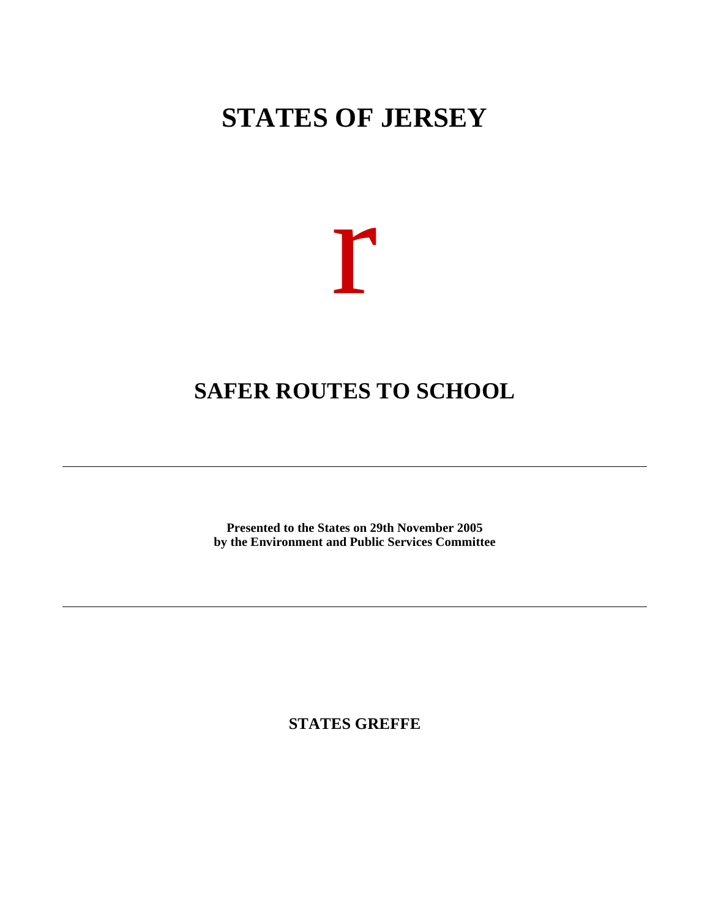# STATES OF JERSEY

r

# SAFER ROUTES TO SCHOOL

---

**Presented to the States on 29th November 2005**
**by the Environment and Public Services Committee**

---

**STATES GREFFE**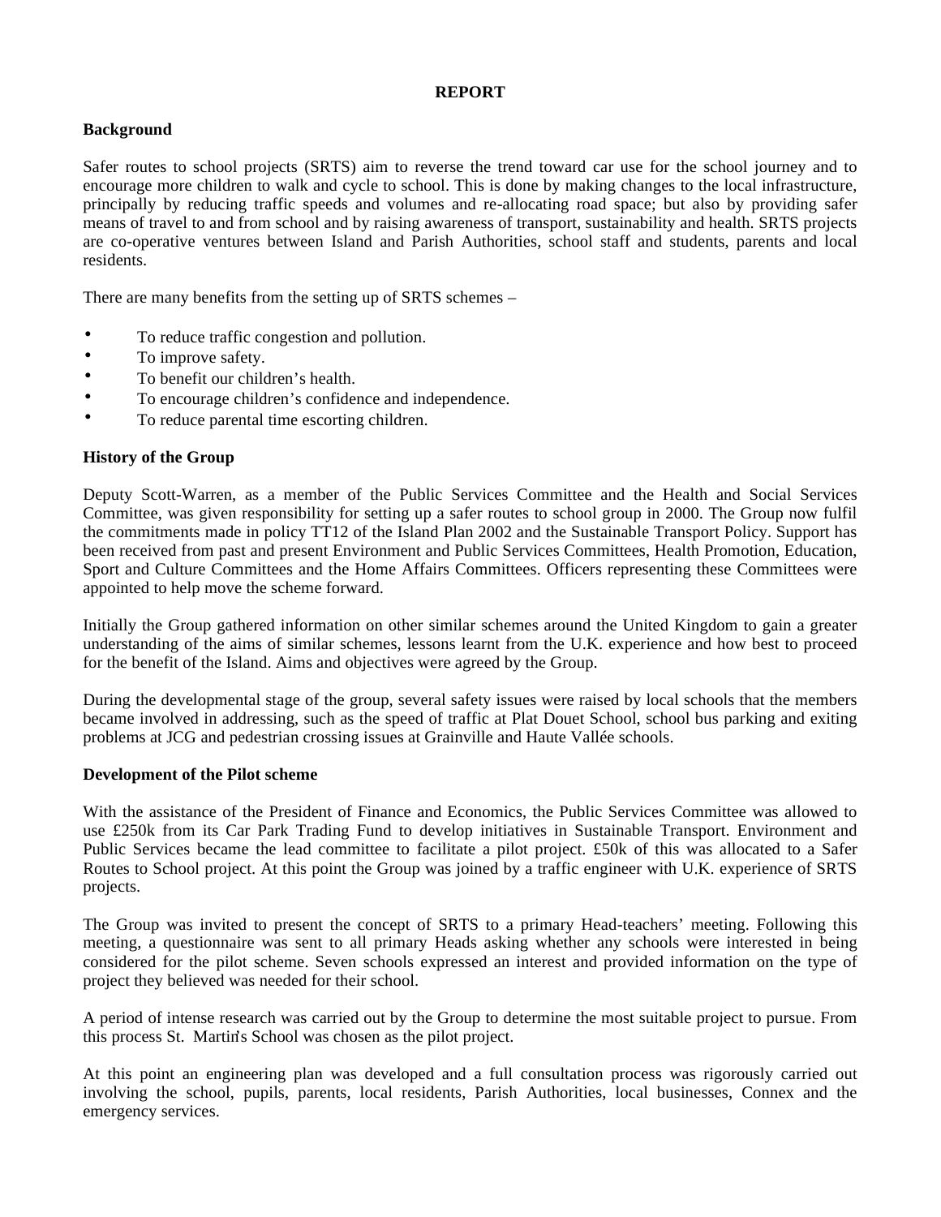**REPORT**

**Background**

Safer routes to school projects (SRTS) aim to reverse the trend toward car use for the school journey and to encourage more children to walk and cycle to school. This is done by making changes to the local infrastructure, principally by reducing traffic speeds and volumes and re-allocating road space; but also by providing safer means of travel to and from school and by raising awareness of transport, sustainability and health. SRTS projects are co-operative ventures between Island and Parish Authorities, school staff and students, parents and local residents.

There are many benefits from the setting up of SRTS schemes –

- To reduce traffic congestion and pollution.
- To improve safety.
- To benefit our children's health.
- To encourage children's confidence and independence.
- To reduce parental time escorting children.

**History of the Group**

Deputy Scott-Warren, as a member of the Public Services Committee and the Health and Social Services Committee, was given responsibility for setting up a safer routes to school group in 2000. The Group now fulfil the commitments made in policy TT12 of the Island Plan 2002 and the Sustainable Transport Policy. Support has been received from past and present Environment and Public Services Committees, Health Promotion, Education, Sport and Culture Committees and the Home Affairs Committees. Officers representing these Committees were appointed to help move the scheme forward.

Initially the Group gathered information on other similar schemes around the United Kingdom to gain a greater understanding of the aims of similar schemes, lessons learnt from the U.K. experience and how best to proceed for the benefit of the Island. Aims and objectives were agreed by the Group.

During the developmental stage of the group, several safety issues were raised by local schools that the members became involved in addressing, such as the speed of traffic at Plat Douet School, school bus parking and exiting problems at JCG and pedestrian crossing issues at Grainville and Haute Vallée schools.

**Development of the Pilot scheme**

With the assistance of the President of Finance and Economics, the Public Services Committee was allowed to use £250k from its Car Park Trading Fund to develop initiatives in Sustainable Transport. Environment and Public Services became the lead committee to facilitate a pilot project. £50k of this was allocated to a Safer Routes to School project. At this point the Group was joined by a traffic engineer with U.K. experience of SRTS projects.

The Group was invited to present the concept of SRTS to a primary Head-teachers' meeting. Following this meeting, a questionnaire was sent to all primary Heads asking whether any schools were interested in being considered for the pilot scheme. Seven schools expressed an interest and provided information on the type of project they believed was needed for their school.

A period of intense research was carried out by the Group to determine the most suitable project to pursue. From this process St. Martin's School was chosen as the pilot project.

At this point an engineering plan was developed and a full consultation process was rigorously carried out involving the school, pupils, parents, local residents, Parish Authorities, local businesses, Connex and the emergency services.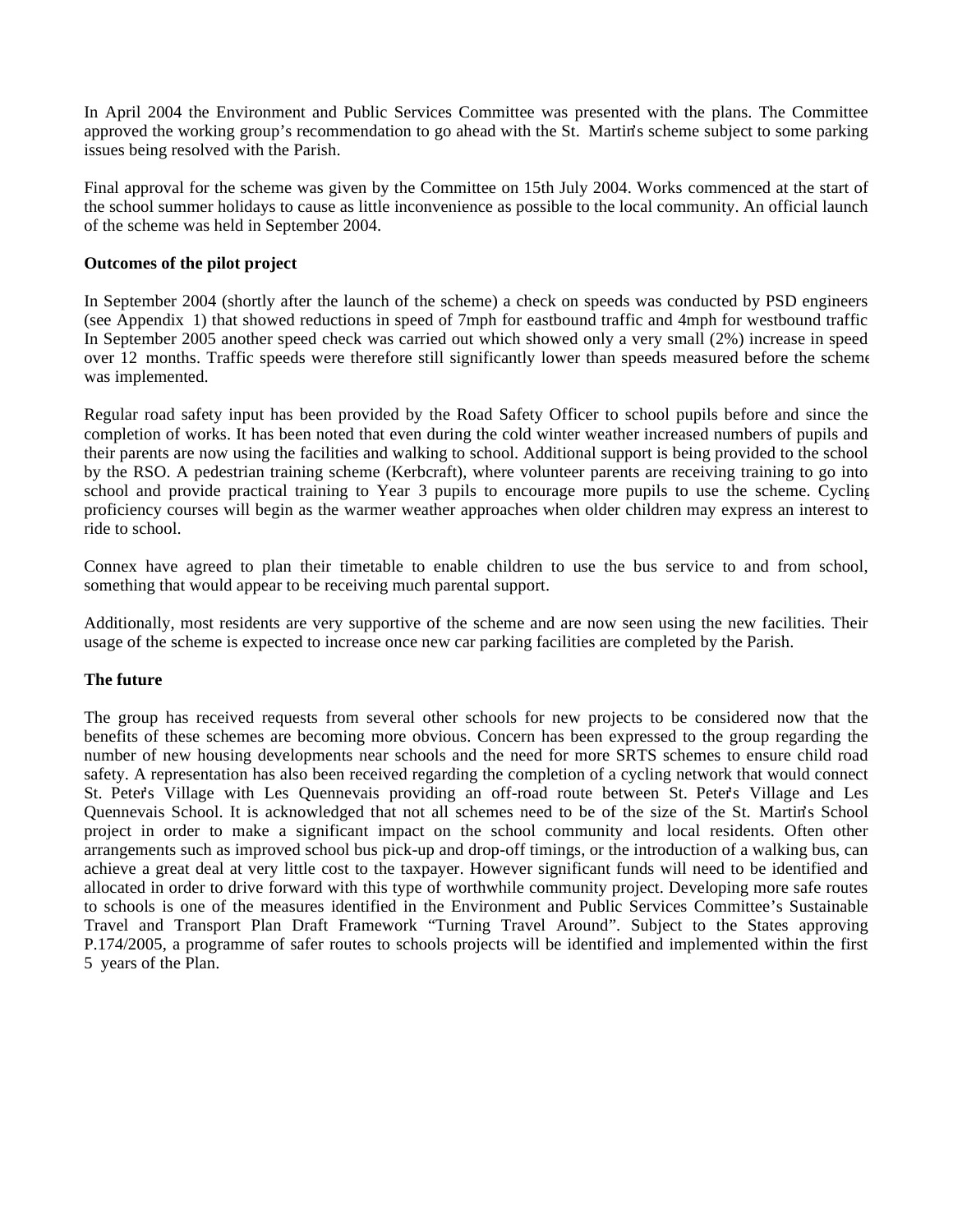In April 2004 the Environment and Public Services Committee was presented with the plans. The Committee approved the working group's recommendation to go ahead with the St. Martin's scheme subject to some parking issues being resolved with the Parish.

Final approval for the scheme was given by the Committee on 15th July 2004. Works commenced at the start of the school summer holidays to cause as little inconvenience as possible to the local community. An official launch of the scheme was held in September 2004.

**Outcomes of the pilot project**

In September 2004 (shortly after the launch of the scheme) a check on speeds was conducted by PSD engineers (see Appendix 1) that showed reductions in speed of 7mph for eastbound traffic and 4mph for westbound traffic. In September 2005 another speed check was carried out which showed only a very small (2%) increase in speed over 12 months. Traffic speeds were therefore still significantly lower than speeds measured before the scheme was implemented.

Regular road safety input has been provided by the Road Safety Officer to school pupils before and since the completion of works. It has been noted that even during the cold winter weather increased numbers of pupils and their parents are now using the facilities and walking to school. Additional support is being provided to the school by the RSO. A pedestrian training scheme (Kerbcraft), where volunteer parents are receiving training to go into school and provide practical training to Year 3 pupils to encourage more pupils to use the scheme. Cycling proficiency courses will begin as the warmer weather approaches when older children may express an interest to ride to school.

Connex have agreed to plan their timetable to enable children to use the bus service to and from school, something that would appear to be receiving much parental support.

Additionally, most residents are very supportive of the scheme and are now seen using the new facilities. Their usage of the scheme is expected to increase once new car parking facilities are completed by the Parish.

**The future**

The group has received requests from several other schools for new projects to be considered now that the benefits of these schemes are becoming more obvious. Concern has been expressed to the group regarding the number of new housing developments near schools and the need for more SRTS schemes to ensure child road safety. A representation has also been received regarding the completion of a cycling network that would connect St. Peter's Village with Les Quennevais providing an off-road route between St. Peter's Village and Les Quennevais School. It is acknowledged that not all schemes need to be of the size of the St. Martin's School project in order to make a significant impact on the school community and local residents. Often other arrangements such as improved school bus pick-up and drop-off timings, or the introduction of a walking bus, can achieve a great deal at very little cost to the taxpayer. However significant funds will need to be identified and allocated in order to drive forward with this type of worthwhile community project. Developing more safe routes to schools is one of the measures identified in the Environment and Public Services Committee's Sustainable Travel and Transport Plan Draft Framework "Turning Travel Around". Subject to the States approving P.174/2005, a programme of safer routes to schools projects will be identified and implemented within the first 5 years of the Plan.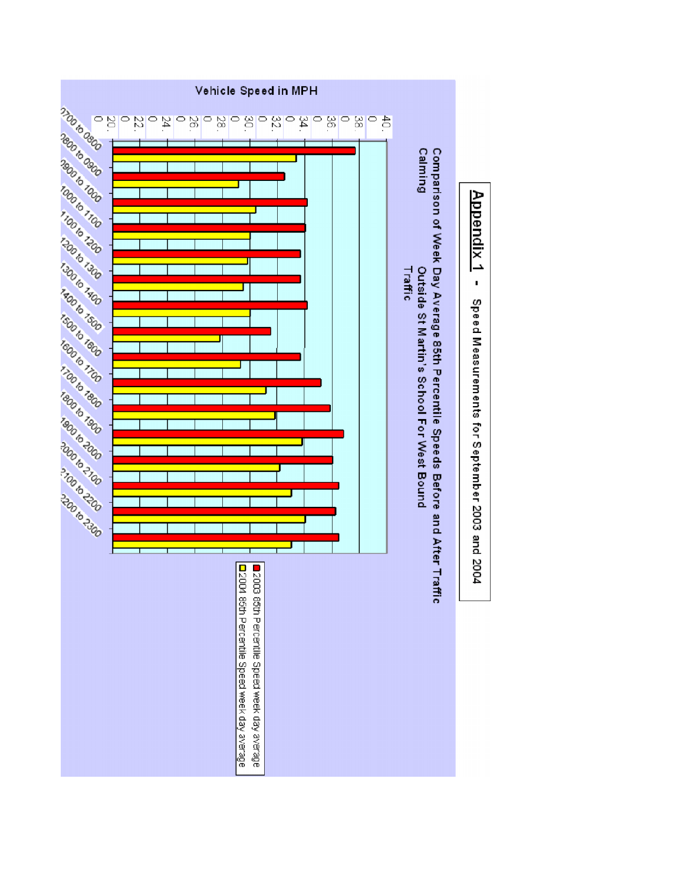# Appendix 1 - Speed Measurements for September 2003 and 2004

Comparison of Week Day Average 85th Percentile Speeds Before and After Traffic Calming Outside St Martin's School For West Bound Traffic

Vehicle Speed in MPH

Y-axis: 20.0, 22.0, 24.0, 26.0, 28.0, 30.0, 32.0, 34.0, 36.0, 38.0, 40.0

X-axis: 0700 to 0800, 0800 to 0900, 0900 to 1000, 1000 to 1100, 1100 to 1200, 1200 to 1300, 1300 to 1400, 1400 to 1500, 1500 to 1600, 1600 to 1700, 1700 to 1800, 1800 to 1900, 1900 to 2000, 2000 to 2100, 2100 to 2200, 2200 to 2300

Legend:
- 2003 85th Percentile Speed week day average
- 2004 85th Percentile Speed week day average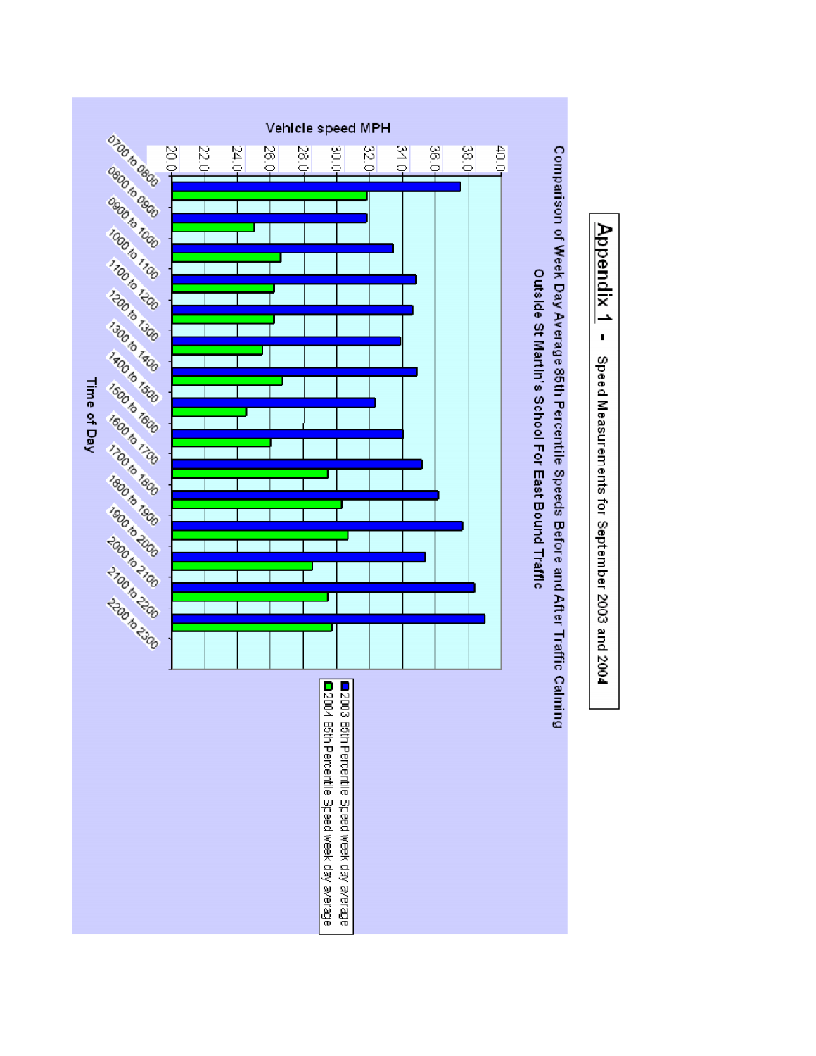# Appendix 1 - Speed Measurements for September 2003 and 2004

Comparison of Week Day Average 85th Percentile Speeds Before and After Traffic Calming Outside St Martin's School For East Bound Traffic

Vehicle speed MPH

40.0
38.0
36.0
34.0
32.0
30.0
28.0
26.0
24.0
22.0
20.0

0700 to 0800
0800 to 0900
0900 to 1000
1000 to 1100
1100 to 1200
1200 to 1300
1300 to 1400
1400 to 1500
1500 to 1600
1600 to 1700
1700 to 1800
1800 to 1900
1900 to 2000
2000 to 2100
2100 to 2200
2200 to 2300

Time of Day

2003 85th Percentile Speed week day average
2004 85th Percentile Speed week day average